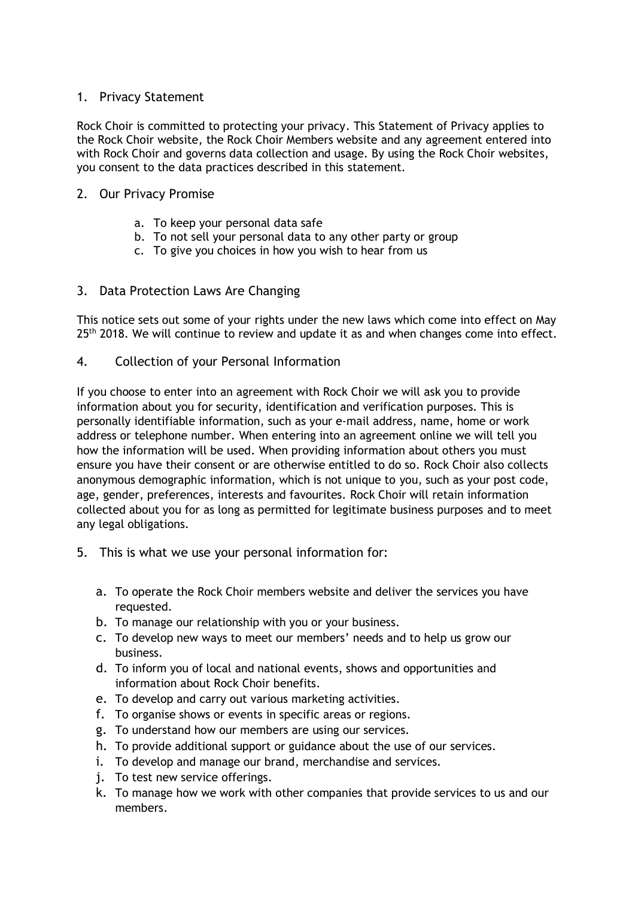## 1. Privacy Statement

Rock Choir is committed to protecting your privacy. This Statement of Privacy applies to the Rock Choir website, the Rock Choir Members website and any agreement entered into with Rock Choir and governs data collection and usage. By using the Rock Choir websites, you consent to the data practices described in this statement.

## 2. Our Privacy Promise

a. To keep your personal data safe
b. To not sell your personal data to any other party or group
c. To give you choices in how you wish to hear from us

## 3. Data Protection Laws Are Changing

This notice sets out some of your rights under the new laws which come into effect on May 25th 2018. We will continue to review and update it as and when changes come into effect.

## 4. Collection of your Personal Information

If you choose to enter into an agreement with Rock Choir we will ask you to provide information about you for security, identification and verification purposes. This is personally identifiable information, such as your e-mail address, name, home or work address or telephone number. When entering into an agreement online we will tell you how the information will be used. When providing information about others you must ensure you have their consent or are otherwise entitled to do so. Rock Choir also collects anonymous demographic information, which is not unique to you, such as your post code, age, gender, preferences, interests and favourites. Rock Choir will retain information collected about you for as long as permitted for legitimate business purposes and to meet any legal obligations.

## 5. This is what we use your personal information for:

a. To operate the Rock Choir members website and deliver the services you have requested.
b. To manage our relationship with you or your business.
c. To develop new ways to meet our members' needs and to help us grow our business.
d. To inform you of local and national events, shows and opportunities and information about Rock Choir benefits.
e. To develop and carry out various marketing activities.
f. To organise shows or events in specific areas or regions.
g. To understand how our members are using our services.
h. To provide additional support or guidance about the use of our services.
i. To develop and manage our brand, merchandise and services.
j. To test new service offerings.
k. To manage how we work with other companies that provide services to us and our members.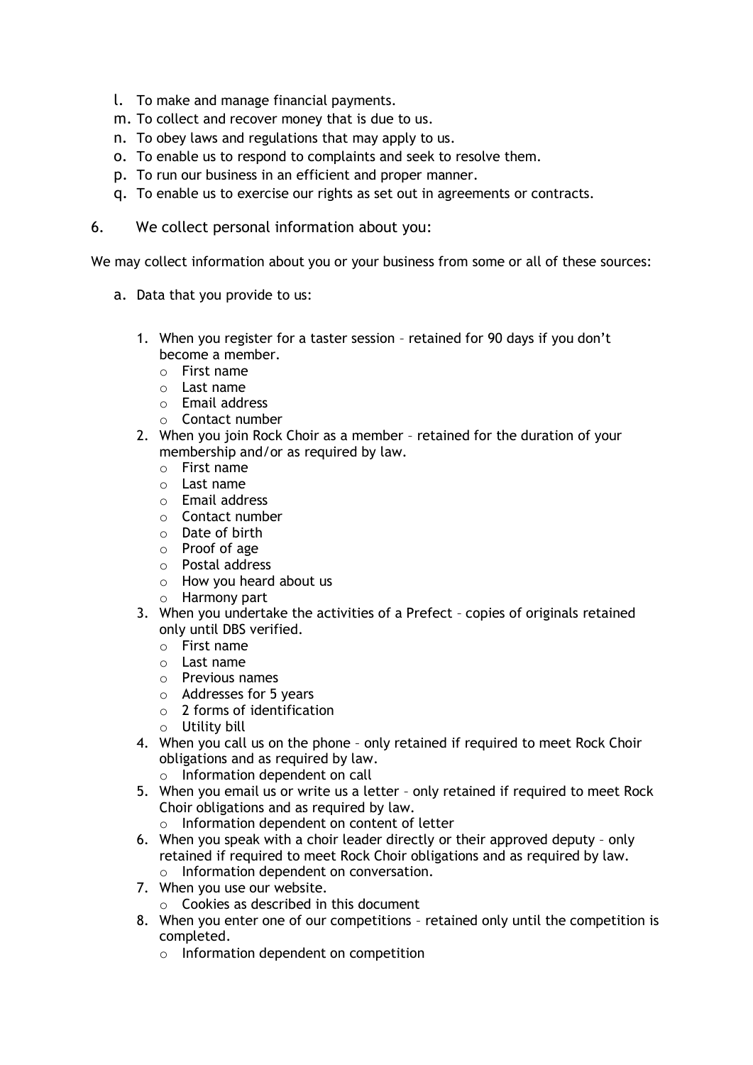l. To make and manage financial payments.
m. To collect and recover money that is due to us.
n. To obey laws and regulations that may apply to us.
o. To enable us to respond to complaints and seek to resolve them.
p. To run our business in an efficient and proper manner.
q. To enable us to exercise our rights as set out in agreements or contracts.

6. We collect personal information about you:

We may collect information about you or your business from some or all of these sources:

a. Data that you provide to us:

1. When you register for a taster session – retained for 90 days if you don't become a member.
   - First name
   - Last name
   - Email address
   - Contact number
2. When you join Rock Choir as a member – retained for the duration of your membership and/or as required by law.
   - First name
   - Last name
   - Email address
   - Contact number
   - Date of birth
   - Proof of age
   - Postal address
   - How you heard about us
   - Harmony part
3. When you undertake the activities of a Prefect – copies of originals retained only until DBS verified.
   - First name
   - Last name
   - Previous names
   - Addresses for 5 years
   - 2 forms of identification
   - Utility bill
4. When you call us on the phone – only retained if required to meet Rock Choir obligations and as required by law.
   - Information dependent on call
5. When you email us or write us a letter – only retained if required to meet Rock Choir obligations and as required by law.
   - Information dependent on content of letter
6. When you speak with a choir leader directly or their approved deputy – only retained if required to meet Rock Choir obligations and as required by law.
   - Information dependent on conversation.
7. When you use our website.
   - Cookies as described in this document
8. When you enter one of our competitions – retained only until the competition is completed.
   - Information dependent on competition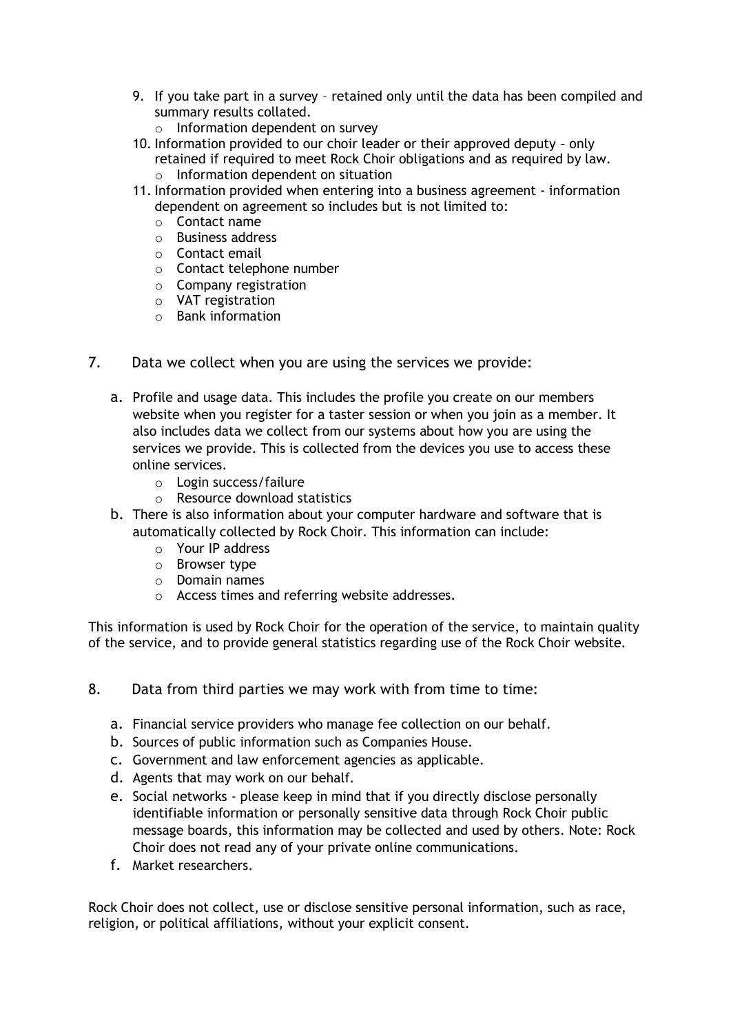9. If you take part in a survey – retained only until the data has been compiled and summary results collated.
   - Information dependent on survey
10. Information provided to our choir leader or their approved deputy – only retained if required to meet Rock Choir obligations and as required by law.
    - Information dependent on situation
11. Information provided when entering into a business agreement - information dependent on agreement so includes but is not limited to:
    - Contact name
    - Business address
    - Contact email
    - Contact telephone number
    - Company registration
    - VAT registration
    - Bank information

## 7. Data we collect when you are using the services we provide:

a. Profile and usage data. This includes the profile you create on our members website when you register for a taster session or when you join as a member. It also includes data we collect from our systems about how you are using the services we provide. This is collected from the devices you use to access these online services.
   - Login success/failure
   - Resource download statistics

b. There is also information about your computer hardware and software that is automatically collected by Rock Choir. This information can include:
   - Your IP address
   - Browser type
   - Domain names
   - Access times and referring website addresses.

This information is used by Rock Choir for the operation of the service, to maintain quality of the service, and to provide general statistics regarding use of the Rock Choir website.

## 8. Data from third parties we may work with from time to time:

a. Financial service providers who manage fee collection on our behalf.

b. Sources of public information such as Companies House.

c. Government and law enforcement agencies as applicable.

d. Agents that may work on our behalf.

e. Social networks - please keep in mind that if you directly disclose personally identifiable information or personally sensitive data through Rock Choir public message boards, this information may be collected and used by others. Note: Rock Choir does not read any of your private online communications.

f. Market researchers.

Rock Choir does not collect, use or disclose sensitive personal information, such as race, religion, or political affiliations, without your explicit consent.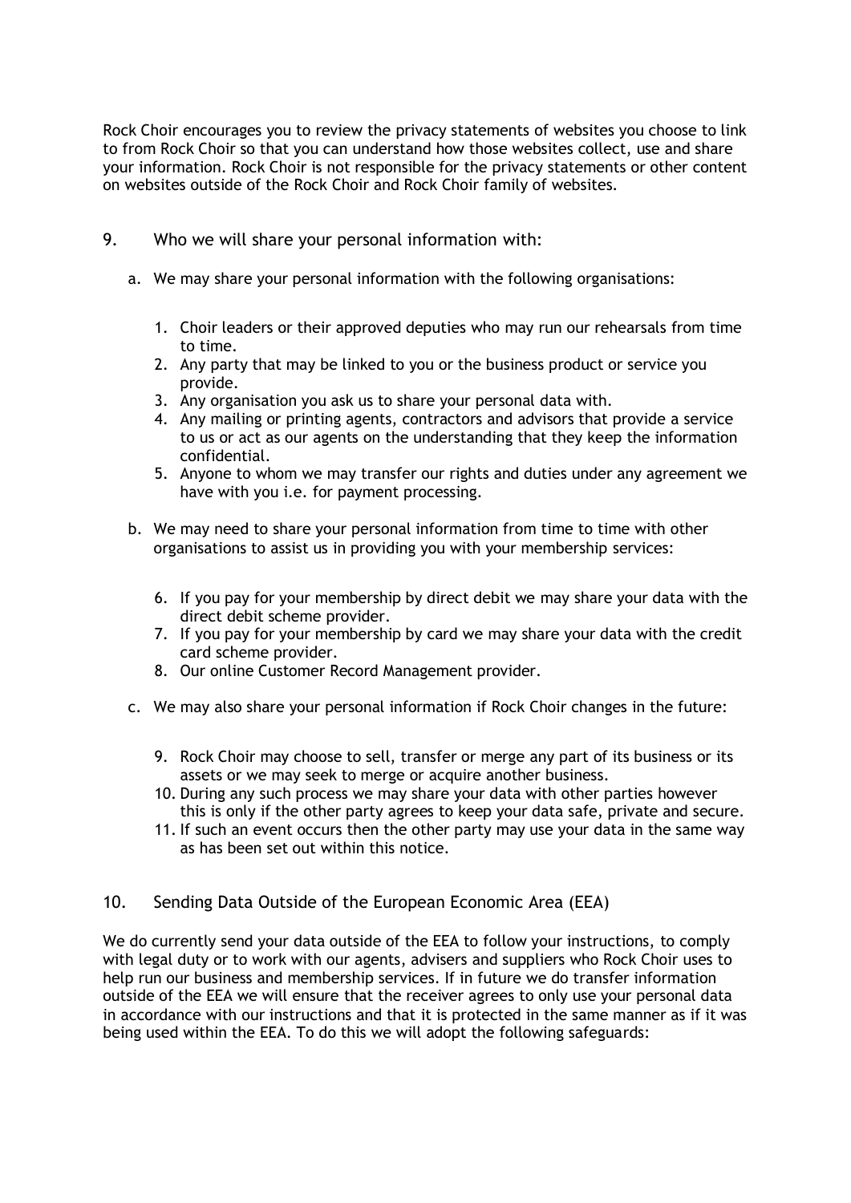Rock Choir encourages you to review the privacy statements of websites you choose to link to from Rock Choir so that you can understand how those websites collect, use and share your information. Rock Choir is not responsible for the privacy statements or other content on websites outside of the Rock Choir and Rock Choir family of websites.

## 9. Who we will share your personal information with:

a. We may share your personal information with the following organisations:

1. Choir leaders or their approved deputies who may run our rehearsals from time to time.
2. Any party that may be linked to you or the business product or service you provide.
3. Any organisation you ask us to share your personal data with.
4. Any mailing or printing agents, contractors and advisors that provide a service to us or act as our agents on the understanding that they keep the information confidential.
5. Anyone to whom we may transfer our rights and duties under any agreement we have with you i.e. for payment processing.

b. We may need to share your personal information from time to time with other organisations to assist us in providing you with your membership services:

6. If you pay for your membership by direct debit we may share your data with the direct debit scheme provider.
7. If you pay for your membership by card we may share your data with the credit card scheme provider.
8. Our online Customer Record Management provider.

c. We may also share your personal information if Rock Choir changes in the future:

9. Rock Choir may choose to sell, transfer or merge any part of its business or its assets or we may seek to merge or acquire another business.
10. During any such process we may share your data with other parties however this is only if the other party agrees to keep your data safe, private and secure.
11. If such an event occurs then the other party may use your data in the same way as has been set out within this notice.

## 10. Sending Data Outside of the European Economic Area (EEA)

We do currently send your data outside of the EEA to follow your instructions, to comply with legal duty or to work with our agents, advisers and suppliers who Rock Choir uses to help run our business and membership services. If in future we do transfer information outside of the EEA we will ensure that the receiver agrees to only use your personal data in accordance with our instructions and that it is protected in the same manner as if it was being used within the EEA. To do this we will adopt the following safeguards: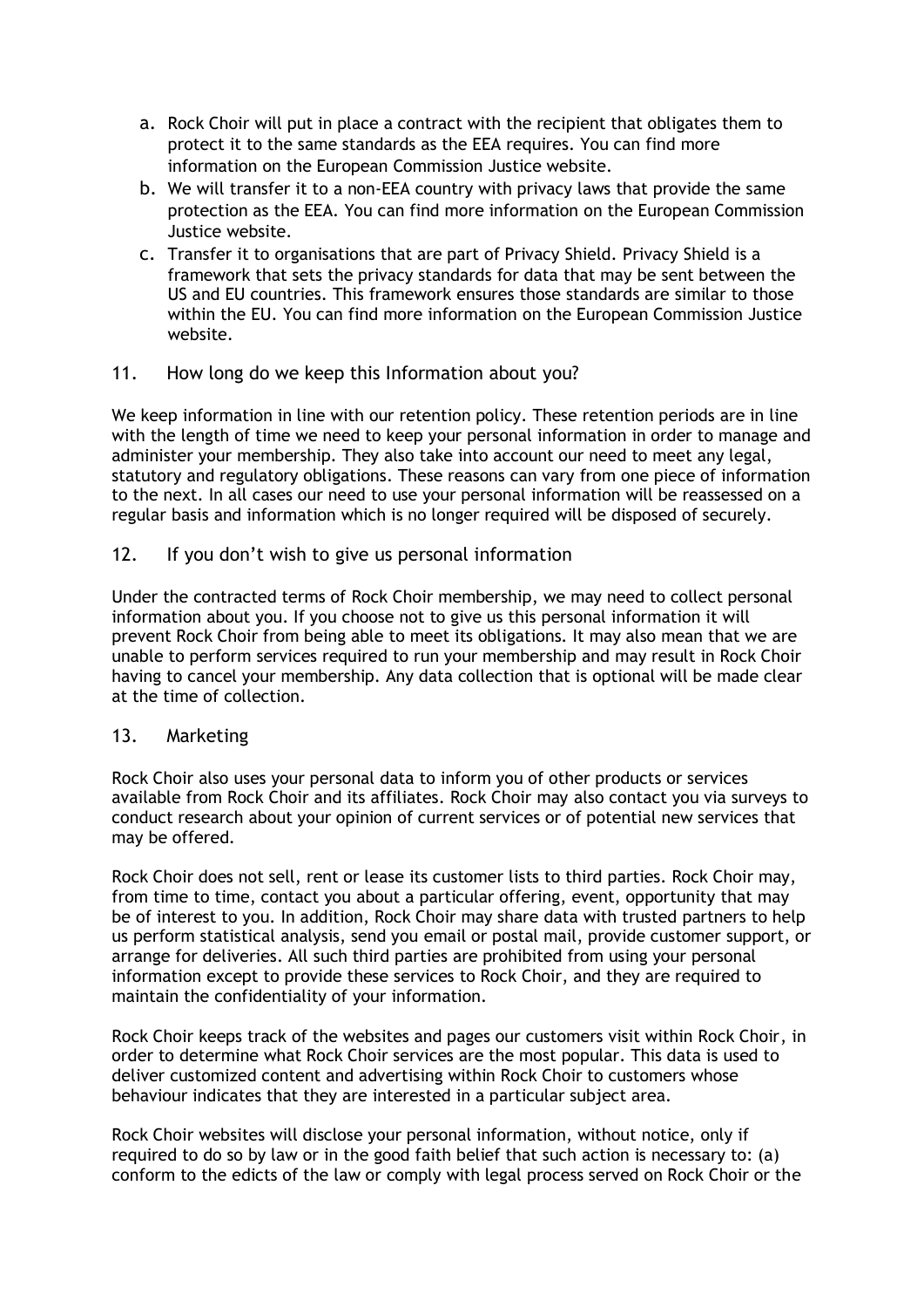a. Rock Choir will put in place a contract with the recipient that obligates them to protect it to the same standards as the EEA requires. You can find more information on the European Commission Justice website.
b. We will transfer it to a non-EEA country with privacy laws that provide the same protection as the EEA. You can find more information on the European Commission Justice website.
c. Transfer it to organisations that are part of Privacy Shield. Privacy Shield is a framework that sets the privacy standards for data that may be sent between the US and EU countries. This framework ensures those standards are similar to those within the EU. You can find more information on the European Commission Justice website.

## 11. How long do we keep this Information about you?

We keep information in line with our retention policy. These retention periods are in line with the length of time we need to keep your personal information in order to manage and administer your membership. They also take into account our need to meet any legal, statutory and regulatory obligations. These reasons can vary from one piece of information to the next. In all cases our need to use your personal information will be reassessed on a regular basis and information which is no longer required will be disposed of securely.

## 12. If you don't wish to give us personal information

Under the contracted terms of Rock Choir membership, we may need to collect personal information about you. If you choose not to give us this personal information it will prevent Rock Choir from being able to meet its obligations. It may also mean that we are unable to perform services required to run your membership and may result in Rock Choir having to cancel your membership. Any data collection that is optional will be made clear at the time of collection.

## 13. Marketing

Rock Choir also uses your personal data to inform you of other products or services available from Rock Choir and its affiliates. Rock Choir may also contact you via surveys to conduct research about your opinion of current services or of potential new services that may be offered.

Rock Choir does not sell, rent or lease its customer lists to third parties. Rock Choir may, from time to time, contact you about a particular offering, event, opportunity that may be of interest to you. In addition, Rock Choir may share data with trusted partners to help us perform statistical analysis, send you email or postal mail, provide customer support, or arrange for deliveries. All such third parties are prohibited from using your personal information except to provide these services to Rock Choir, and they are required to maintain the confidentiality of your information.

Rock Choir keeps track of the websites and pages our customers visit within Rock Choir, in order to determine what Rock Choir services are the most popular. This data is used to deliver customized content and advertising within Rock Choir to customers whose behaviour indicates that they are interested in a particular subject area.

Rock Choir websites will disclose your personal information, without notice, only if required to do so by law or in the good faith belief that such action is necessary to: (a) conform to the edicts of the law or comply with legal process served on Rock Choir or the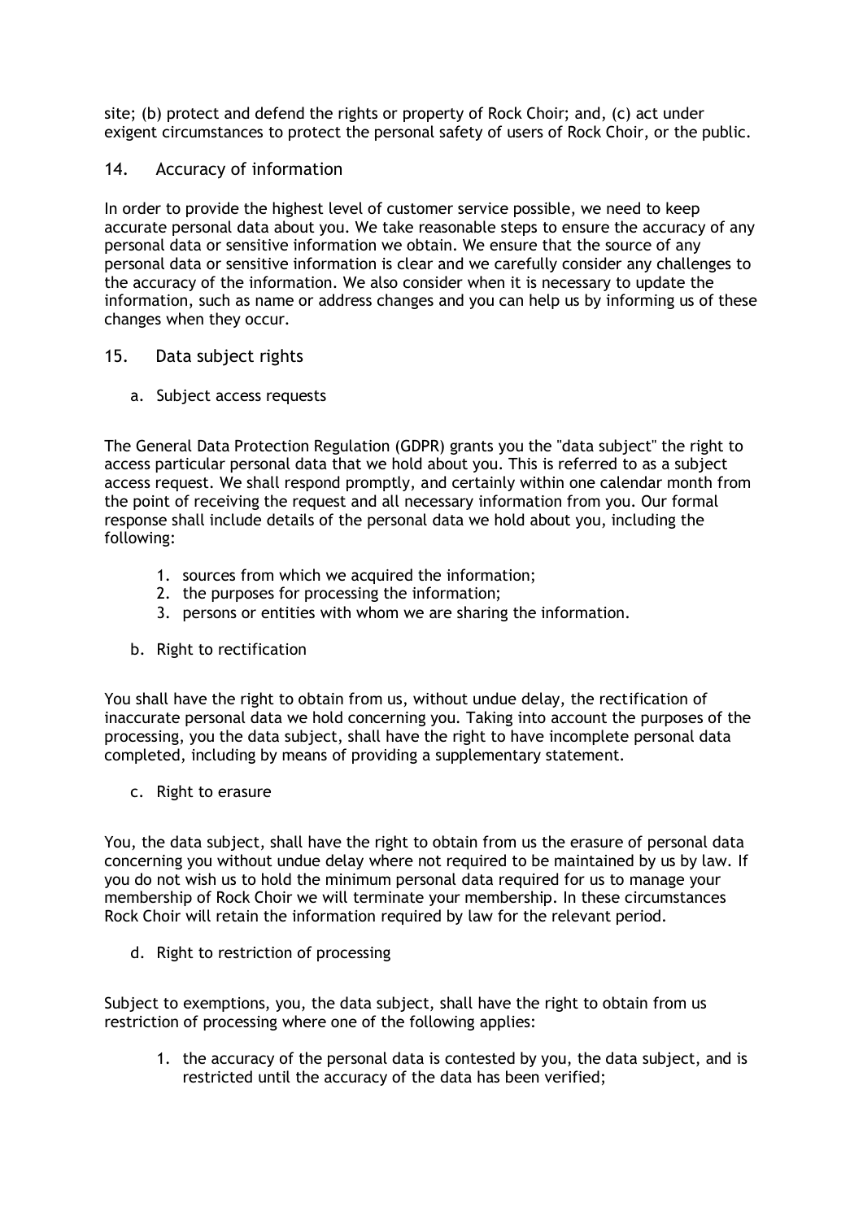site; (b) protect and defend the rights or property of Rock Choir; and, (c) act under exigent circumstances to protect the personal safety of users of Rock Choir, or the public.

## 14. Accuracy of information

In order to provide the highest level of customer service possible, we need to keep accurate personal data about you. We take reasonable steps to ensure the accuracy of any personal data or sensitive information we obtain. We ensure that the source of any personal data or sensitive information is clear and we carefully consider any challenges to the accuracy of the information. We also consider when it is necessary to update the information, such as name or address changes and you can help us by informing us of these changes when they occur.

## 15. Data subject rights

### a. Subject access requests

The General Data Protection Regulation (GDPR) grants you the "data subject" the right to access particular personal data that we hold about you. This is referred to as a subject access request. We shall respond promptly, and certainly within one calendar month from the point of receiving the request and all necessary information from you. Our formal response shall include details of the personal data we hold about you, including the following:

1. sources from which we acquired the information;
2. the purposes for processing the information;
3. persons or entities with whom we are sharing the information.

### b. Right to rectification

You shall have the right to obtain from us, without undue delay, the rectification of inaccurate personal data we hold concerning you. Taking into account the purposes of the processing, you the data subject, shall have the right to have incomplete personal data completed, including by means of providing a supplementary statement.

### c. Right to erasure

You, the data subject, shall have the right to obtain from us the erasure of personal data concerning you without undue delay where not required to be maintained by us by law. If you do not wish us to hold the minimum personal data required for us to manage your membership of Rock Choir we will terminate your membership. In these circumstances Rock Choir will retain the information required by law for the relevant period.

### d. Right to restriction of processing

Subject to exemptions, you, the data subject, shall have the right to obtain from us restriction of processing where one of the following applies:

1. the accuracy of the personal data is contested by you, the data subject, and is restricted until the accuracy of the data has been verified;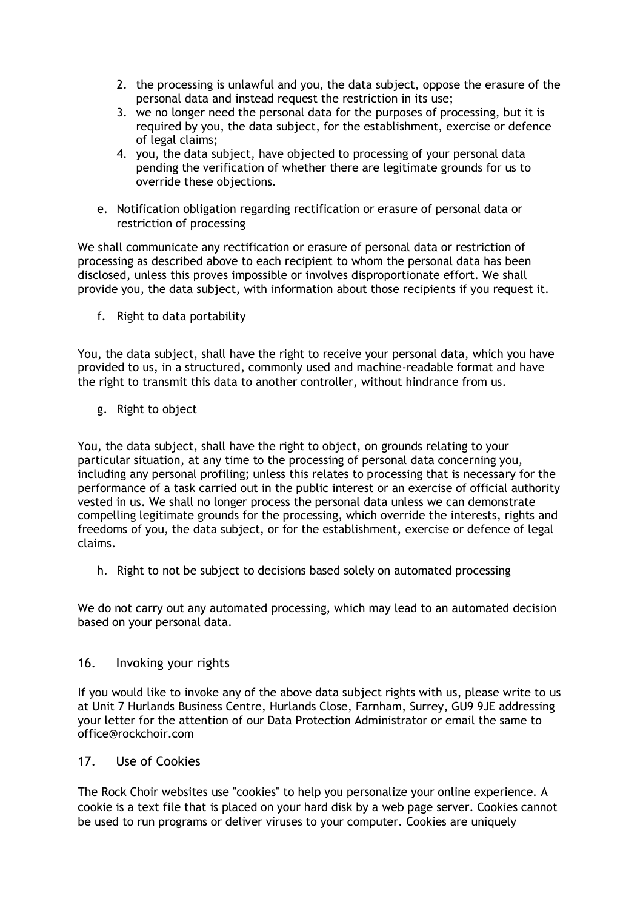2. the processing is unlawful and you, the data subject, oppose the erasure of the personal data and instead request the restriction in its use;
3. we no longer need the personal data for the purposes of processing, but it is required by you, the data subject, for the establishment, exercise or defence of legal claims;
4. you, the data subject, have objected to processing of your personal data pending the verification of whether there are legitimate grounds for us to override these objections.

e. Notification obligation regarding rectification or erasure of personal data or restriction of processing

We shall communicate any rectification or erasure of personal data or restriction of processing as described above to each recipient to whom the personal data has been disclosed, unless this proves impossible or involves disproportionate effort. We shall provide you, the data subject, with information about those recipients if you request it.

f. Right to data portability

You, the data subject, shall have the right to receive your personal data, which you have provided to us, in a structured, commonly used and machine-readable format and have the right to transmit this data to another controller, without hindrance from us.

g. Right to object

You, the data subject, shall have the right to object, on grounds relating to your particular situation, at any time to the processing of personal data concerning you, including any personal profiling; unless this relates to processing that is necessary for the performance of a task carried out in the public interest or an exercise of official authority vested in us. We shall no longer process the personal data unless we can demonstrate compelling legitimate grounds for the processing, which override the interests, rights and freedoms of you, the data subject, or for the establishment, exercise or defence of legal claims.

h. Right to not be subject to decisions based solely on automated processing

We do not carry out any automated processing, which may lead to an automated decision based on your personal data.

## 16. Invoking your rights

If you would like to invoke any of the above data subject rights with us, please write to us at Unit 7 Hurlands Business Centre, Hurlands Close, Farnham, Surrey, GU9 9JE addressing your letter for the attention of our Data Protection Administrator or email the same to office@rockchoir.com

## 17. Use of Cookies

The Rock Choir websites use "cookies" to help you personalize your online experience. A cookie is a text file that is placed on your hard disk by a web page server. Cookies cannot be used to run programs or deliver viruses to your computer. Cookies are uniquely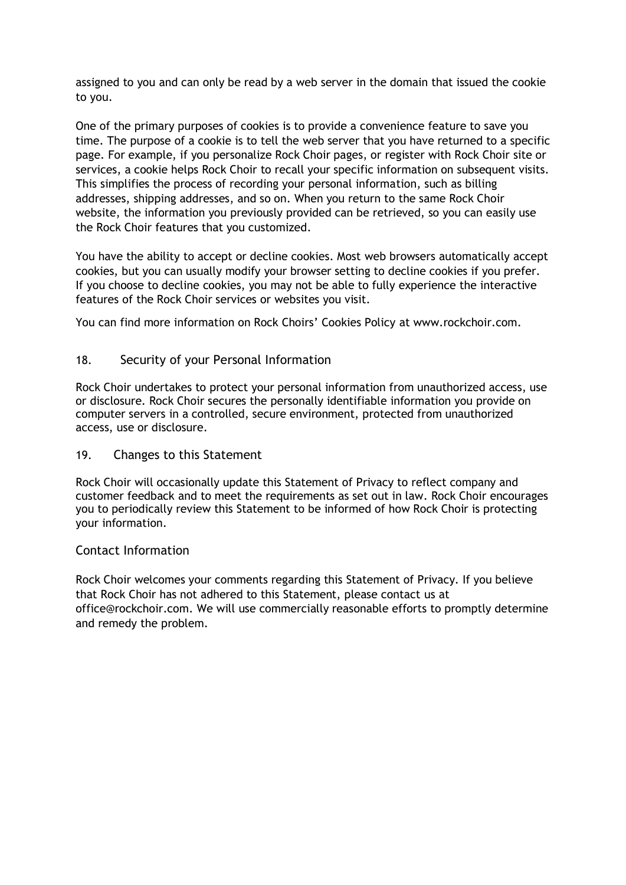assigned to you and can only be read by a web server in the domain that issued the cookie to you.

One of the primary purposes of cookies is to provide a convenience feature to save you time. The purpose of a cookie is to tell the web server that you have returned to a specific page. For example, if you personalize Rock Choir pages, or register with Rock Choir site or services, a cookie helps Rock Choir to recall your specific information on subsequent visits. This simplifies the process of recording your personal information, such as billing addresses, shipping addresses, and so on. When you return to the same Rock Choir website, the information you previously provided can be retrieved, so you can easily use the Rock Choir features that you customized.

You have the ability to accept or decline cookies. Most web browsers automatically accept cookies, but you can usually modify your browser setting to decline cookies if you prefer. If you choose to decline cookies, you may not be able to fully experience the interactive features of the Rock Choir services or websites you visit.

You can find more information on Rock Choirs' Cookies Policy at www.rockchoir.com.

## 18. Security of your Personal Information

Rock Choir undertakes to protect your personal information from unauthorized access, use or disclosure. Rock Choir secures the personally identifiable information you provide on computer servers in a controlled, secure environment, protected from unauthorized access, use or disclosure.

## 19. Changes to this Statement

Rock Choir will occasionally update this Statement of Privacy to reflect company and customer feedback and to meet the requirements as set out in law. Rock Choir encourages you to periodically review this Statement to be informed of how Rock Choir is protecting your information.

## Contact Information

Rock Choir welcomes your comments regarding this Statement of Privacy. If you believe that Rock Choir has not adhered to this Statement, please contact us at office@rockchoir.com. We will use commercially reasonable efforts to promptly determine and remedy the problem.